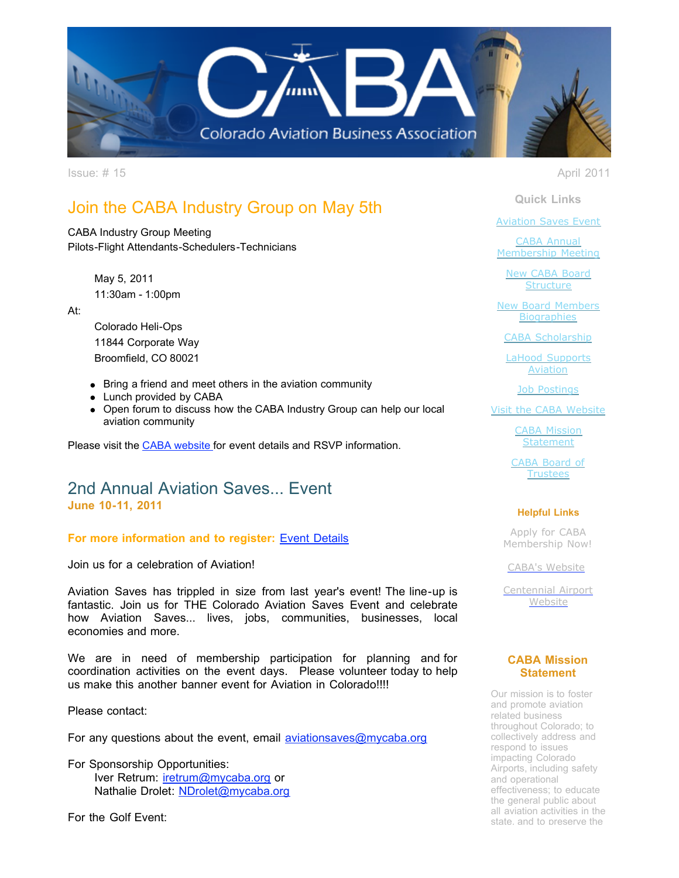# CABA Colorado Aviation Business Association

Issue: # 15

April 2011

## Join the CABA Industry Group on May 5th

CABA Industry Group Meeting
Pilots-Flight Attendants-Schedulers-Technicians

May 5, 2011
11:30am - 1:00pm

At:

Colorado Heli-Ops
11844 Corporate Way
Broomfield, CO 80021

- Bring a friend and meet others in the aviation community
- Lunch provided by CABA
- Open forum to discuss how the CABA Industry Group can help our local aviation community

Please visit the CABA website for event details and RSVP information.

## 2nd Annual Aviation Saves... Event

**June 10-11, 2011**

**For more information and to register:** Event Details

Join us for a celebration of Aviation!

Aviation Saves has trippled in size from last year's event! The line-up is fantastic. Join us for THE Colorado Aviation Saves Event and celebrate how Aviation Saves... lives, jobs, communities, businesses, local economies and more.

We are in need of membership participation for planning and for coordination activities on the event days. Please volunteer today to help us make this another banner event for Aviation in Colorado!!!!

Please contact:

For any questions about the event, email aviationsaves@mycaba.org

For Sponsorship Opportunities:
Iver Retrum: iretrum@mycaba.org or
Nathalie Drolet: NDrolet@mycaba.org

For the Golf Event:

### Quick Links

- Aviation Saves Event
- CABA Annual Membership Meeting
- New CABA Board Structure
- New Board Members Biographies
- CABA Scholarship
- LaHood Supports Aviation
- Job Postings
- Visit the CABA Website
- CABA Mission Statement
- CABA Board of Trustees

### Helpful Links

Apply for CABA Membership Now!

CABA's Website

Centennial Airport Website

### CABA Mission Statement

Our mission is to foster and promote aviation related business throughout Colorado; to collectively address and respond to issues impacting Colorado Airports, including safety and operational effectiveness; to educate the general public about all aviation activities in the state, and to preserve the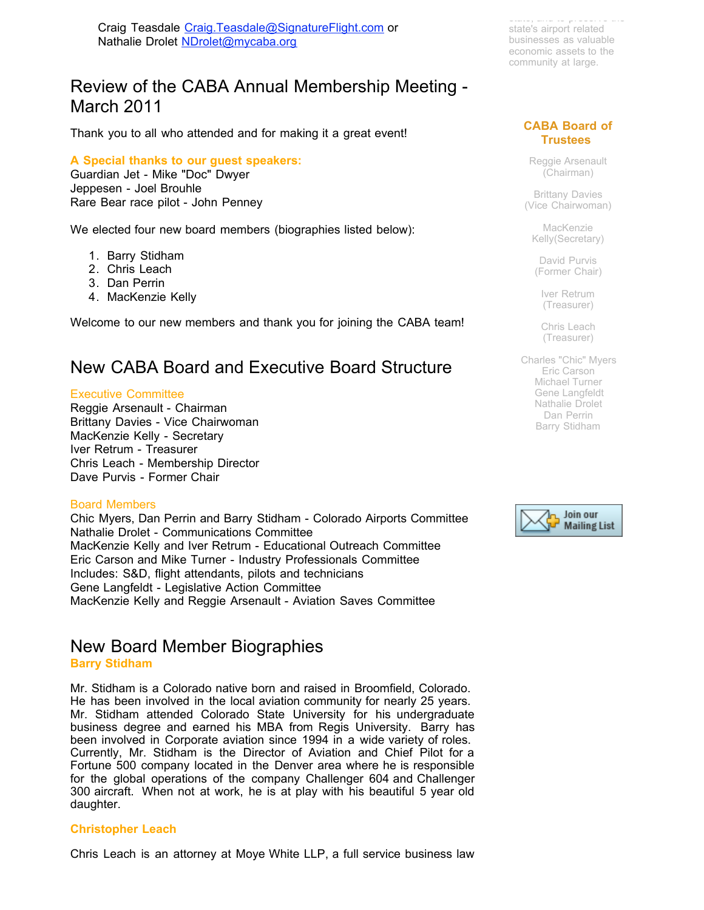Craig Teasdale Craig.Teasdale@SignatureFlight.com or
Nathalie Drolet NDrolet@mycaba.org

## Review of the CABA Annual Membership Meeting - March 2011

Thank you to all who attended and for making it a great event!

**A Special thanks to our guest speakers:**
Guardian Jet - Mike "Doc" Dwyer
Jeppesen - Joel Brouhle
Rare Bear race pilot - John Penney

We elected four new board members (biographies listed below):

1. Barry Stidham
2. Chris Leach
3. Dan Perrin
4. MacKenzie Kelly

Welcome to our new members and thank you for joining the CABA team!

## New CABA Board and Executive Board Structure

Executive Committee
Reggie Arsenault - Chairman
Brittany Davies - Vice Chairwoman
MacKenzie Kelly - Secretary
Iver Retrum - Treasurer
Chris Leach - Membership Director
Dave Purvis - Former Chair

Board Members
Chic Myers, Dan Perrin and Barry Stidham - Colorado Airports Committee
Nathalie Drolet - Communications Committee
MacKenzie Kelly and Iver Retrum - Educational Outreach Committee
Eric Carson and Mike Turner - Industry Professionals Committee
Includes: S&D, flight attendants, pilots and technicians
Gene Langfeldt - Legislative Action Committee
MacKenzie Kelly and Reggie Arsenault - Aviation Saves Committee

## New Board Member Biographies

**Barry Stidham**

Mr. Stidham is a Colorado native born and raised in Broomfield, Colorado. He has been involved in the local aviation community for nearly 25 years. Mr. Stidham attended Colorado State University for his undergraduate business degree and earned his MBA from Regis University. Barry has been involved in Corporate aviation since 1994 in a wide variety of roles. Currently, Mr. Stidham is the Director of Aviation and Chief Pilot for a Fortune 500 company located in the Denver area where he is responsible for the global operations of the company Challenger 604 and Challenger 300 aircraft. When not at work, he is at play with his beautiful 5 year old daughter.

**Christopher Leach**

Chris Leach is an attorney at Moye White LLP, a full service business law

state's airport related businesses as valuable economic assets to the community at large.

**CABA Board of Trustees**

Reggie Arsenault (Chairman)

Brittany Davies (Vice Chairwoman)

MacKenzie Kelly(Secretary)

David Purvis (Former Chair)

Iver Retrum (Treasurer)

Chris Leach (Treasurer)

Charles "Chic" Myers
Eric Carson
Michael Turner
Gene Langfeldt
Nathalie Drolet
Dan Perrin
Barry Stidham

Join our Mailing List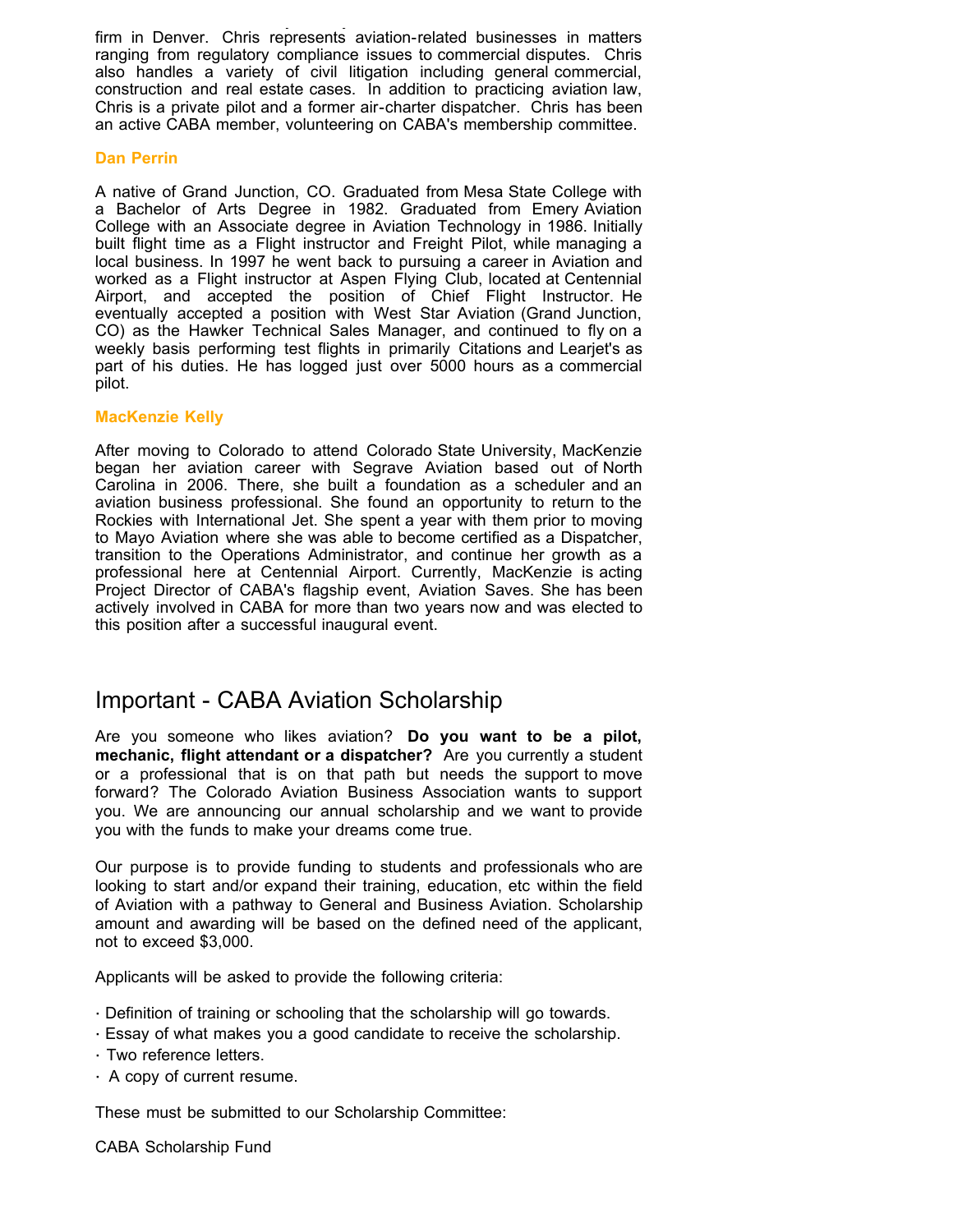firm in Denver. Chris represents aviation-related businesses in matters ranging from regulatory compliance issues to commercial disputes. Chris also handles a variety of civil litigation including general commercial, construction and real estate cases. In addition to practicing aviation law, Chris is a private pilot and a former air-charter dispatcher. Chris has been an active CABA member, volunteering on CABA's membership committee.

**Dan Perrin**

A native of Grand Junction, CO. Graduated from Mesa State College with a Bachelor of Arts Degree in 1982. Graduated from Emery Aviation College with an Associate degree in Aviation Technology in 1986. Initially built flight time as a Flight instructor and Freight Pilot, while managing a local business. In 1997 he went back to pursuing a career in Aviation and worked as a Flight instructor at Aspen Flying Club, located at Centennial Airport, and accepted the position of Chief Flight Instructor. He eventually accepted a position with West Star Aviation (Grand Junction, CO) as the Hawker Technical Sales Manager, and continued to fly on a weekly basis performing test flights in primarily Citations and Learjet's as part of his duties. He has logged just over 5000 hours as a commercial pilot.

**MacKenzie Kelly**

After moving to Colorado to attend Colorado State University, MacKenzie began her aviation career with Segrave Aviation based out of North Carolina in 2006. There, she built a foundation as a scheduler and an aviation business professional. She found an opportunity to return to the Rockies with International Jet. She spent a year with them prior to moving to Mayo Aviation where she was able to become certified as a Dispatcher, transition to the Operations Administrator, and continue her growth as a professional here at Centennial Airport. Currently, MacKenzie is acting Project Director of CABA's flagship event, Aviation Saves. She has been actively involved in CABA for more than two years now and was elected to this position after a successful inaugural event.

## Important - CABA Aviation Scholarship

Are you someone who likes aviation? **Do you want to be a pilot, mechanic, flight attendant or a dispatcher?** Are you currently a student or a professional that is on that path but needs the support to move forward? The Colorado Aviation Business Association wants to support you. We are announcing our annual scholarship and we want to provide you with the funds to make your dreams come true.

Our purpose is to provide funding to students and professionals who are looking to start and/or expand their training, education, etc within the field of Aviation with a pathway to General and Business Aviation. Scholarship amount and awarding will be based on the defined need of the applicant, not to exceed $3,000.

Applicants will be asked to provide the following criteria:

- Definition of training or schooling that the scholarship will go towards.
- Essay of what makes you a good candidate to receive the scholarship.
- Two reference letters.
- A copy of current resume.

These must be submitted to our Scholarship Committee:

CABA Scholarship Fund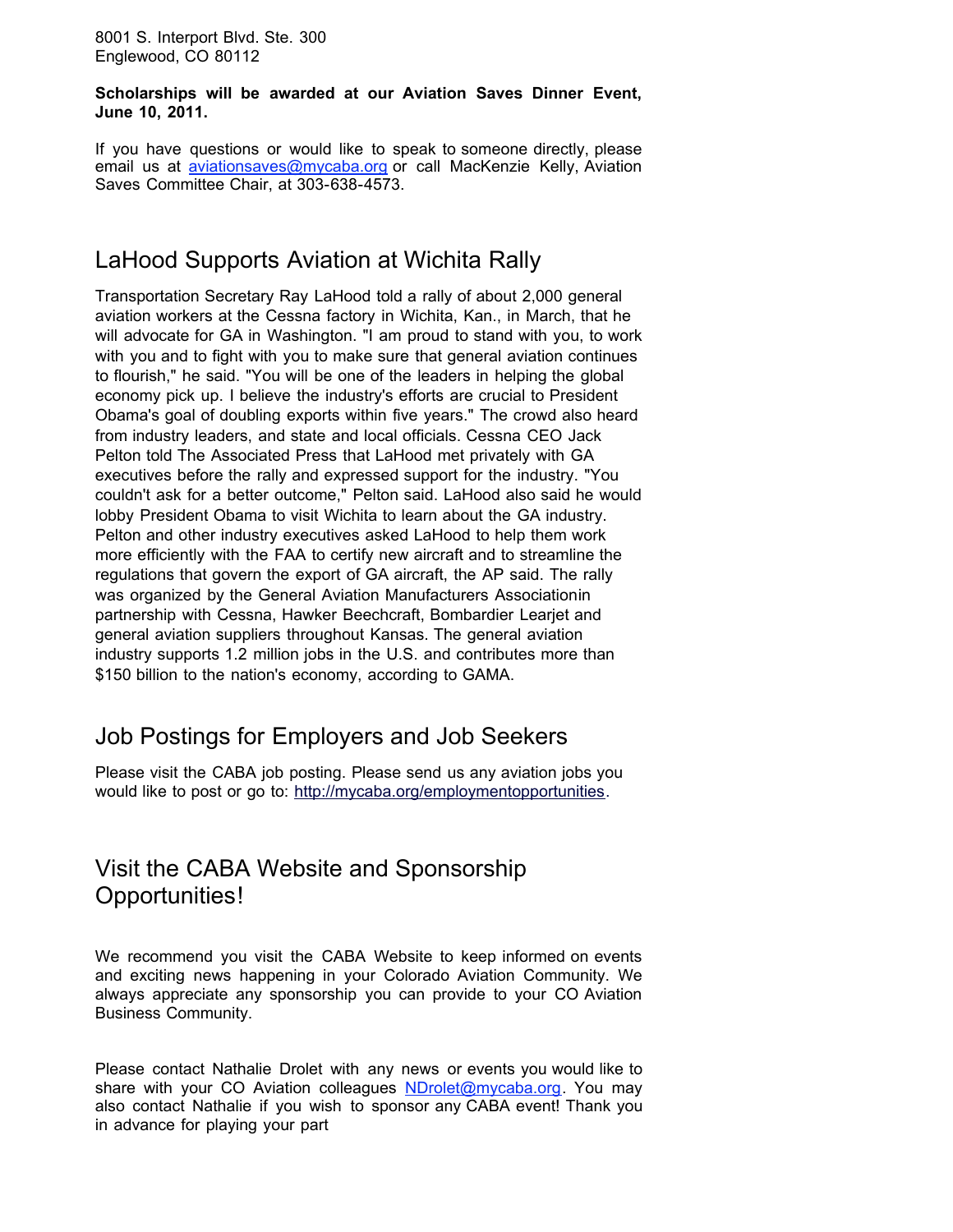8001 S. Interport Blvd. Ste. 300
Englewood, CO 80112

**Scholarships will be awarded at our Aviation Saves Dinner Event, June 10, 2011.**

If you have questions or would like to speak to someone directly, please email us at aviationsaves@mycaba.org or call MacKenzie Kelly, Aviation Saves Committee Chair, at 303-638-4573.

## LaHood Supports Aviation at Wichita Rally

Transportation Secretary Ray LaHood told a rally of about 2,000 general aviation workers at the Cessna factory in Wichita, Kan., in March, that he will advocate for GA in Washington. "I am proud to stand with you, to work with you and to fight with you to make sure that general aviation continues to flourish," he said. "You will be one of the leaders in helping the global economy pick up. I believe the industry's efforts are crucial to President Obama's goal of doubling exports within five years." The crowd also heard from industry leaders, and state and local officials. Cessna CEO Jack Pelton told The Associated Press that LaHood met privately with GA executives before the rally and expressed support for the industry. "You couldn't ask for a better outcome," Pelton said. LaHood also said he would lobby President Obama to visit Wichita to learn about the GA industry. Pelton and other industry executives asked LaHood to help them work more efficiently with the FAA to certify new aircraft and to streamline the regulations that govern the export of GA aircraft, the AP said. The rally was organized by the General Aviation Manufacturers Associationin partnership with Cessna, Hawker Beechcraft, Bombardier Learjet and general aviation suppliers throughout Kansas. The general aviation industry supports 1.2 million jobs in the U.S. and contributes more than $150 billion to the nation's economy, according to GAMA.

## Job Postings for Employers and Job Seekers

Please visit the CABA job posting. Please send us any aviation jobs you would like to post or go to: http://mycaba.org/employmentopportunities.

## Visit the CABA Website and Sponsorship Opportunities!

We recommend you visit the CABA Website to keep informed on events and exciting news happening in your Colorado Aviation Community. We always appreciate any sponsorship you can provide to your CO Aviation Business Community.

Please contact Nathalie Drolet with any news or events you would like to share with your CO Aviation colleagues NDrolet@mycaba.org. You may also contact Nathalie if you wish to sponsor any CABA event! Thank you in advance for playing your part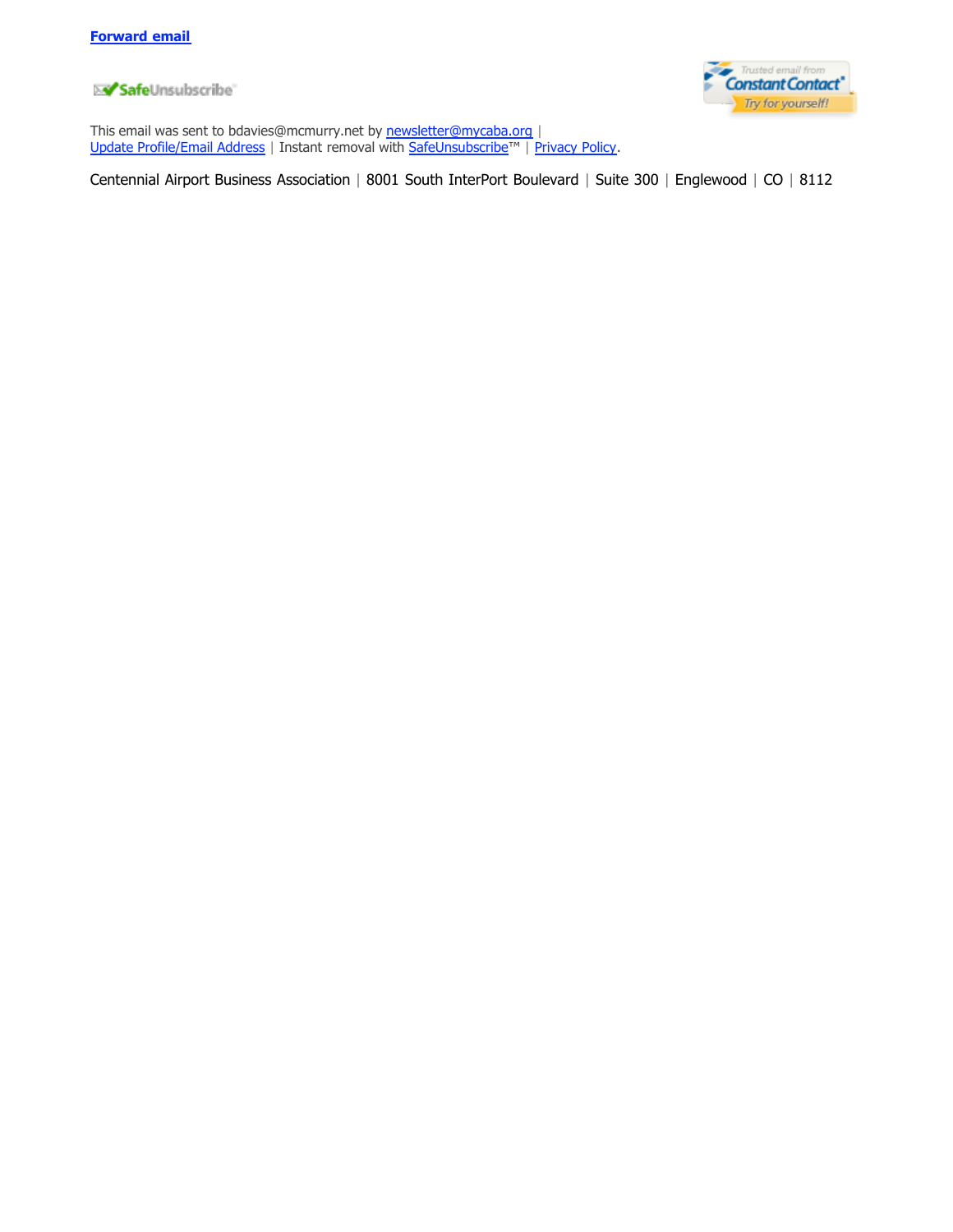**Forward email**

SafeUnsubscribe

Trusted email from Constant Contact - Try for yourself!

This email was sent to bdavies@mcmurry.net by newsletter@mycaba.org |
Update Profile/Email Address | Instant removal with SafeUnsubscribe™ | Privacy Policy.

Centennial Airport Business Association | 8001 South InterPort Boulevard | Suite 300 | Englewood | CO | 8112